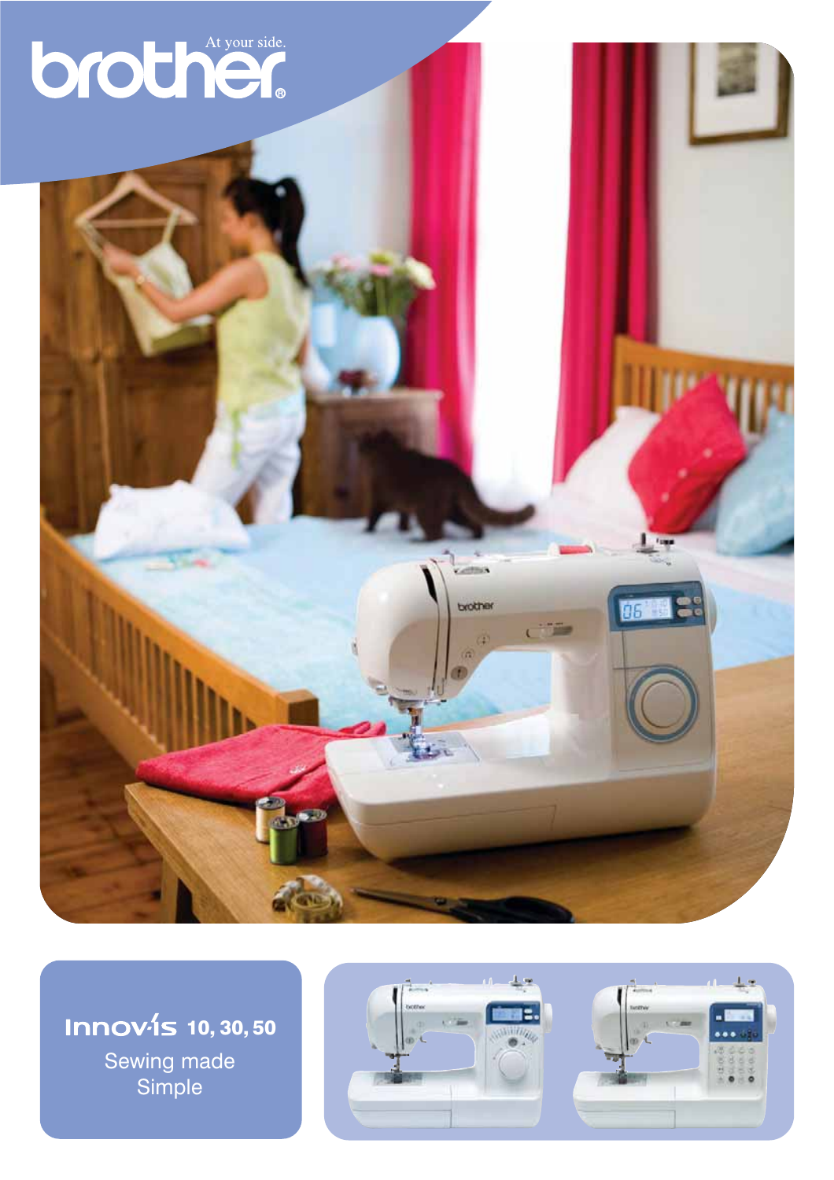brother

At your side.

# Innov-is 10, 30, 50

Sewing made Simple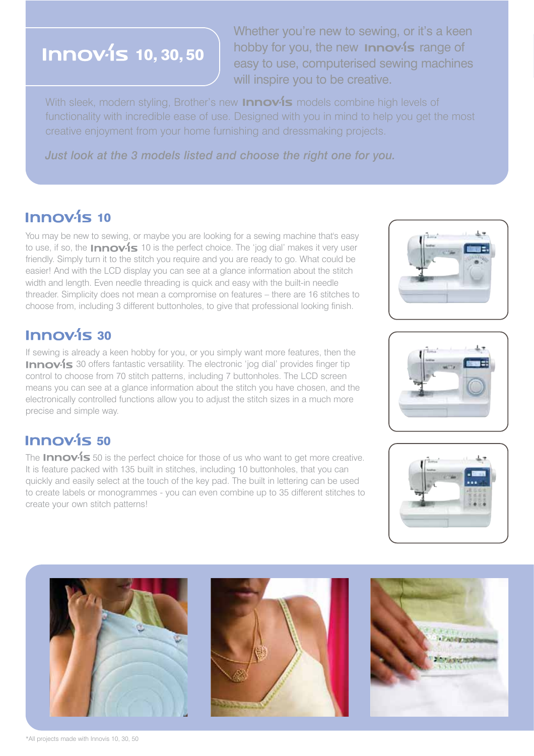# Innov-is 10, 30, 50

Whether you're new to sewing, or it's a keen hobby for you, the new **Innov-is** range of easy to use, computerised sewing machines will inspire you to be creative.

With sleek, modern styling, Brother's new **Innov-is** models combine high levels of functionality with incredible ease of use. Designed with you in mind to help you get the most creative enjoyment from your home furnishing and dressmaking projects.

*Just look at the 3 models listed and choose the right one for you.*

## Innov-is 10

You may be new to sewing, or maybe you are looking for a sewing machine that's easy to use, if so, the **Innov-is** 10 is the perfect choice. The 'jog dial' makes it very user friendly. Simply turn it to the stitch you require and you are ready to go. What could be easier! And with the LCD display you can see at a glance information about the stitch width and length. Even needle threading is quick and easy with the built-in needle threader. Simplicity does not mean a compromise on features – there are 16 stitches to choose from, including 3 different buttonholes, to give that professional looking finish.

## Innov-is 30

If sewing is already a keen hobby for you, or you simply want more features, then the **Innov-is** 30 offers fantastic versatility. The electronic 'jog dial' provides finger tip control to choose from 70 stitch patterns, including 7 buttonholes. The LCD screen means you can see at a glance information about the stitch you have chosen, and the electronically controlled functions allow you to adjust the stitch sizes in a much more precise and simple way.

## Innov-is 50

The **Innov-is** 50 is the perfect choice for those of us who want to get more creative. It is feature packed with 135 built in stitches, including 10 buttonholes, that you can quickly and easily select at the touch of the key pad. The built in lettering can be used to create labels or monogrammes - you can even combine up to 35 different stitches to create your own stitch patterns!

*All projects made with Innovis 10, 30, 50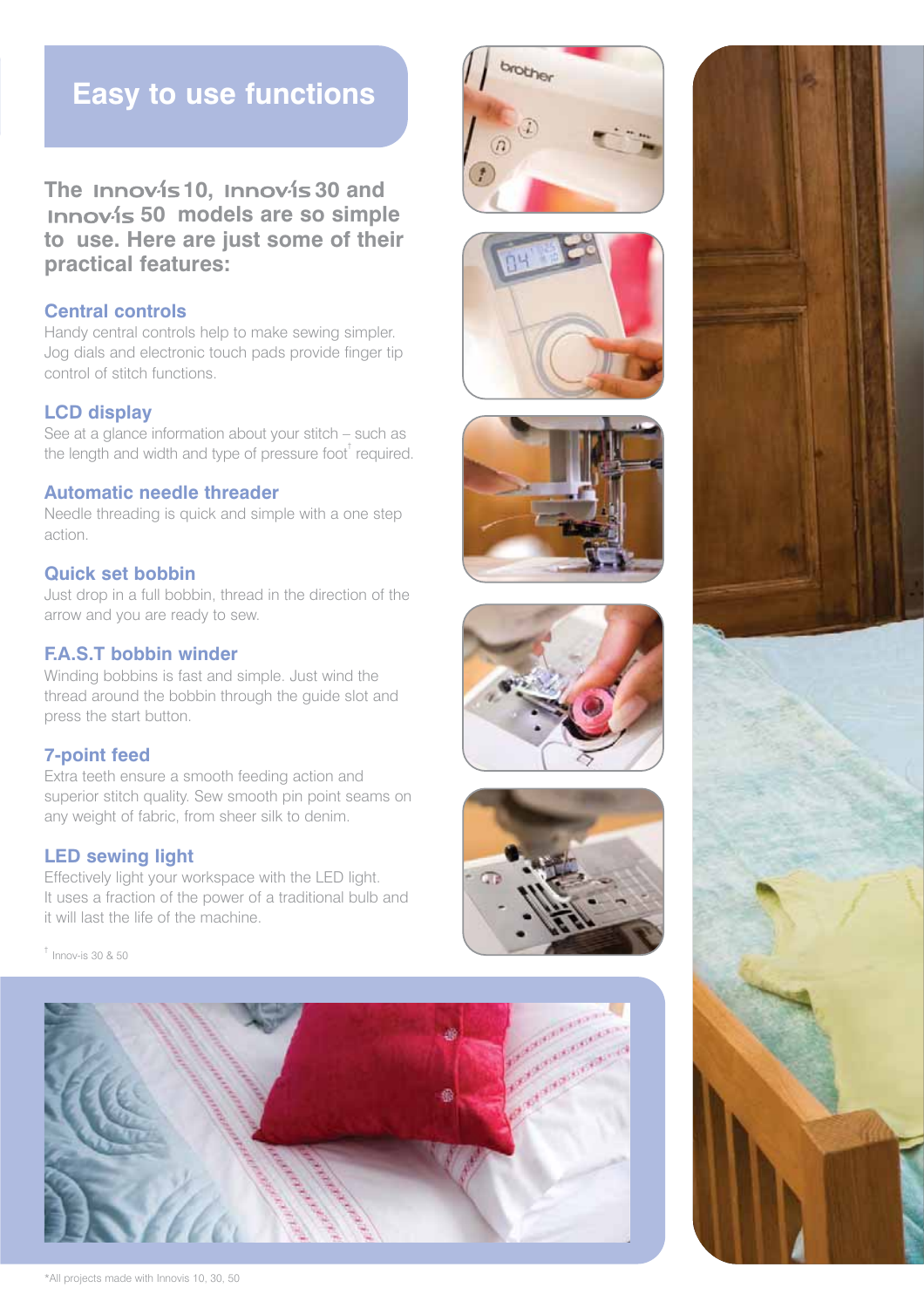# Easy to use functions

**The Innov-is 10, Innov-is 30 and Innov-is 50 models are so simple to use. Here are just some of their practical features:**

## Central controls

Handy central controls help to make sewing simpler. Jog dials and electronic touch pads provide finger tip control of stitch functions.

## LCD display

See at a glance information about your stitch – such as the length and width and type of pressure foot† required.

## Automatic needle threader

Needle threading is quick and simple with a one step action.

## Quick set bobbin

Just drop in a full bobbin, thread in the direction of the arrow and you are ready to sew.

## F.A.S.T bobbin winder

Winding bobbins is fast and simple. Just wind the thread around the bobbin through the guide slot and press the start button.

## 7-point feed

Extra teeth ensure a smooth feeding action and superior stitch quality. Sew smooth pin point seams on any weight of fabric, from sheer silk to denim.

## LED sewing light

Effectively light your workspace with the LED light. It uses a fraction of the power of a traditional bulb and it will last the life of the machine.

† Innov-is 30 & 50

*All projects made with Innovis 10, 30, 50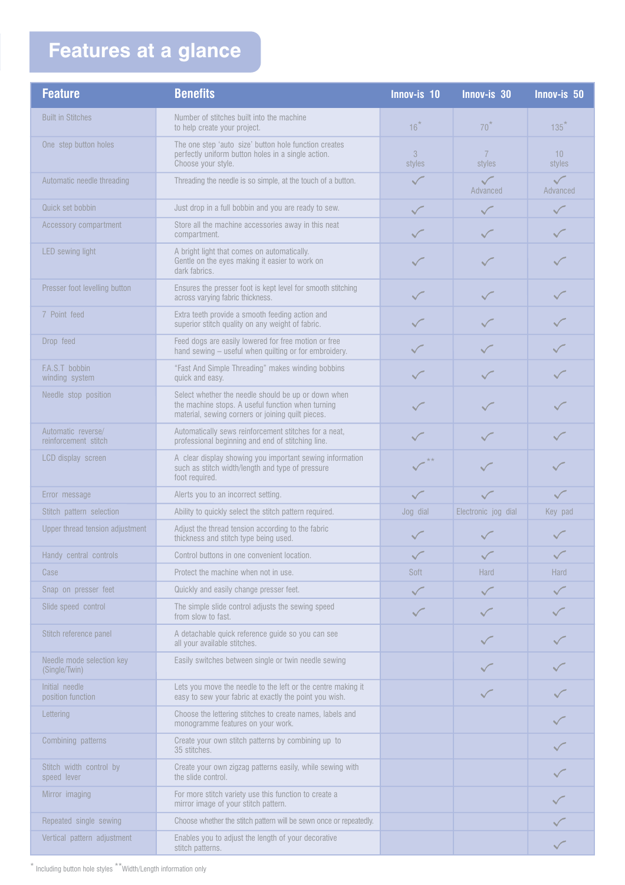# Features at a glance

| Feature | Benefits | Innov-is 10 | Innov-is 30 | Innov-is 50 |
|---|---|---|---|---|
| Built in Stitches | Number of stitches built into the machine to help create your project. | 16* | 70* | 135* |
| One step button holes | The one step 'auto size' button hole function creates perfectly uniform button holes in a single action. Choose your style. | 3 styles | 7 styles | 10 styles |
| Automatic needle threading | Threading the needle is so simple, at the touch of a button. | ✓ | ✓ Advanced | ✓ Advanced |
| Quick set bobbin | Just drop in a full bobbin and you are ready to sew. | ✓ | ✓ | ✓ |
| Accessory compartment | Store all the machine accessories away in this neat compartment. | ✓ | ✓ | ✓ |
| LED sewing light | A bright light that comes on automatically. Gentle on the eyes making it easier to work on dark fabrics. | ✓ | ✓ | ✓ |
| Presser foot levelling button | Ensures the presser foot is kept level for smooth stitching across varying fabric thickness. | ✓ | ✓ | ✓ |
| 7 Point feed | Extra teeth provide a smooth feeding action and superior stitch quality on any weight of fabric. | ✓ | ✓ | ✓ |
| Drop feed | Feed dogs are easily lowered for free motion or free hand sewing – useful when quilting or for embroidery. | ✓ | ✓ | ✓ |
| F.A.S.T bobbin winding system | "Fast And Simple Threading" makes winding bobbins quick and easy. | ✓ | ✓ | ✓ |
| Needle stop position | Select whether the needle should be up or down when the machine stops. A useful function when turning material, sewing corners or joining quilt pieces. | ✓ | ✓ | ✓ |
| Automatic reverse/ reinforcement stitch | Automatically sews reinforcement stitches for a neat, professional beginning and end of stitching line. | ✓ | ✓ | ✓ |
| LCD display screen | A clear display showing you important sewing information such as stitch width/length and type of pressure foot required. | ✓** | ✓ | ✓ |
| Error message | Alerts you to an incorrect setting. | ✓ | ✓ | ✓ |
| Stitch pattern selection | Ability to quickly select the stitch pattern required. | Jog dial | Electronic jog dial | Key pad |
| Upper thread tension adjustment | Adjust the thread tension according to the fabric thickness and stitch type being used. | ✓ | ✓ | ✓ |
| Handy central controls | Control buttons in one convenient location. | ✓ | ✓ | ✓ |
| Case | Protect the machine when not in use. | Soft | Hard | Hard |
| Snap on presser feet | Quickly and easily change presser feet. | ✓ | ✓ | ✓ |
| Slide speed control | The simple slide control adjusts the sewing speed from slow to fast. | ✓ | ✓ | ✓ |
| Stitch reference panel | A detachable quick reference guide so you can see all your available stitches. | | ✓ | ✓ |
| Needle mode selection key (Single/Twin) | Easily switches between single or twin needle sewing | | ✓ | ✓ |
| Initial needle position function | Lets you move the needle to the left or the centre making it easy to sew your fabric at exactly the point you wish. | | ✓ | ✓ |
| Lettering | Choose the lettering stitches to create names, labels and monogramme features on your work. | | | ✓ |
| Combining patterns | Create your own stitch patterns by combining up to 35 stitches. | | | ✓ |
| Stitch width control by speed lever | Create your own zigzag patterns easily, while sewing with the slide control. | | | ✓ |
| Mirror imaging | For more stitch variety use this function to create a mirror image of your stitch pattern. | | | ✓ |
| Repeated single sewing | Choose whether the stitch pattern will be sewn once or repeatedly. | | | ✓ |
| Vertical pattern adjustment | Enables you to adjust the length of your decorative stitch patterns. | | | ✓ |

* Including button hole styles ** Width/Length information only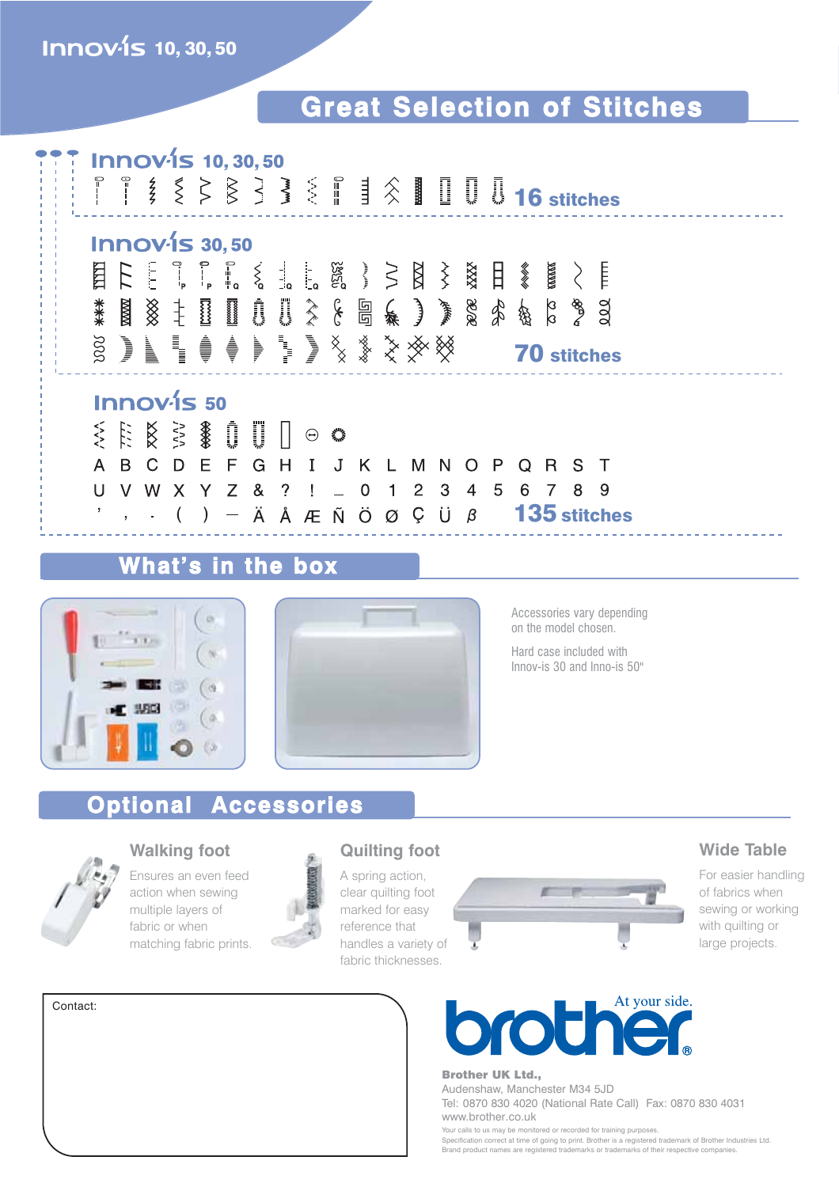Innov-is 10, 30, 50

# Great Selection of Stitches

## Innov-is 10, 30, 50

16 stitches

## Innov-is 30, 50

70 stitches

## Innov-is 50

A B C D E F G H I J K L M N O P Q R S T
U V W X Y Z & ? ! _ 0 1 2 3 4 5 6 7 8 9
' , . ( ) – Ä Å Æ Ñ Ö Ø Ç Ü β

135 stitches

# What's in the box

Accessories vary depending on the model chosen.

Hard case included with Innov-is 30 and Inno-is 50"

# Optional Accessories

### Walking foot

Ensures an even feed action when sewing multiple layers of fabric or when matching fabric prints.

### Quilting foot

A spring action, clear quilting foot marked for easy reference that handles a variety of fabric thicknesses.

### Wide Table

For easier handling of fabrics when sewing or working with quilting or large projects.

Contact:

brother At your side.

**Brother UK Ltd.,**
Audenshaw, Manchester M34 5JD
Tel: 0870 830 4020 (National Rate Call) Fax: 0870 830 4031
www.brother.co.uk

Your calls to us may be monitored or recorded for training purposes.
Specification correct at time of going to print. Brother is a registered trademark of Brother Industries Ltd.
Brand product names are registered trademarks or trademarks of their respective companies.